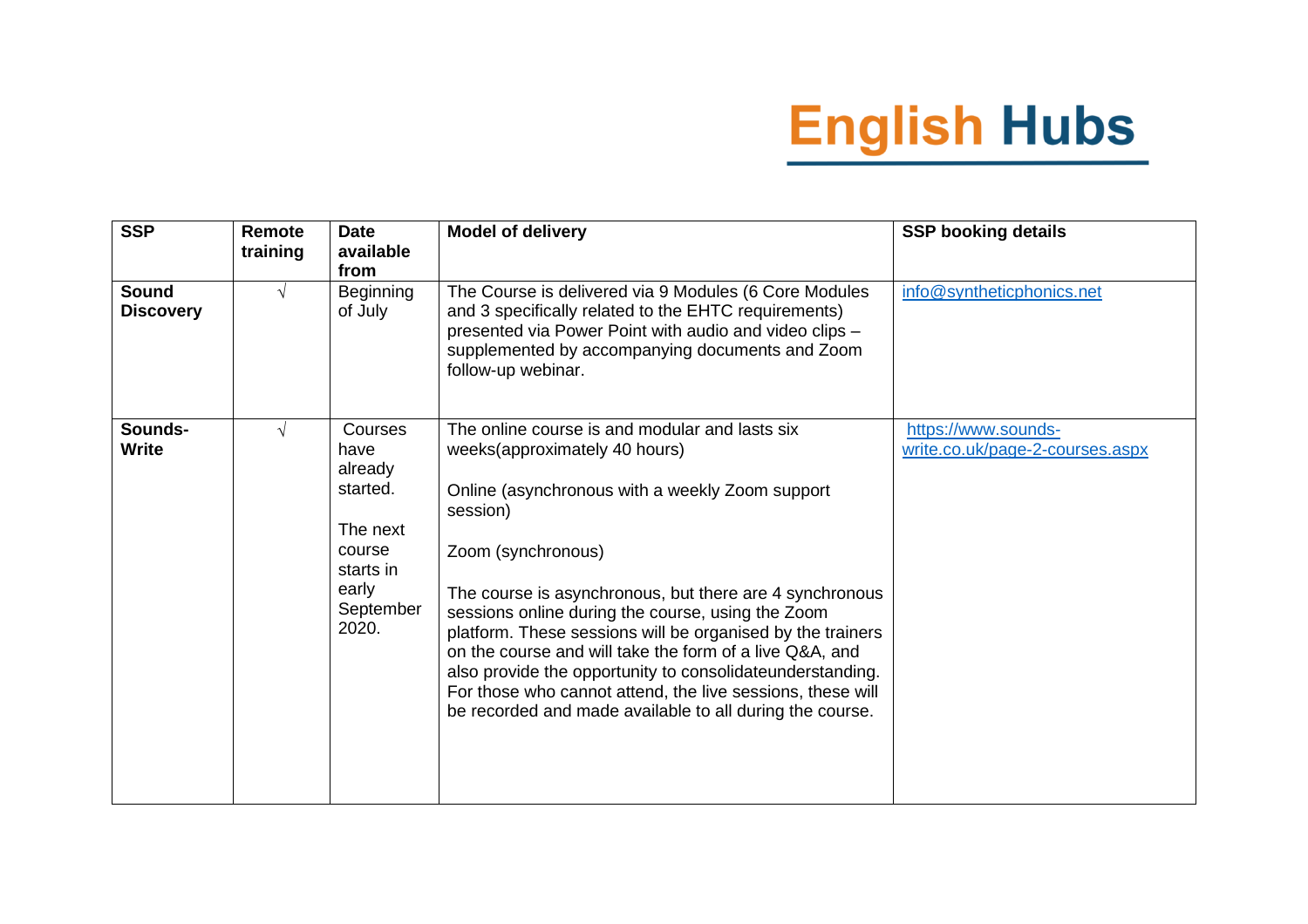# English Hubs

| SSP | Remote training | Date available from | Model of delivery | SSP booking details |
|---|---|---|---|---|
| **Sound Discovery** | √ | Beginning of July | The Course is delivered via 9 Modules (6 Core Modules and 3 specifically related to the EHTC requirements) presented via Power Point with audio and video clips – supplemented by accompanying documents and Zoom follow-up webinar. | [info@syntheticphonics.net](mailto:info@syntheticphonics.net) |
| **Sounds-Write** | √ | Courses have already started.<br><br>The next course starts in early September 2020. | The online course is and modular and lasts six weeks(approximately 40 hours)<br><br>Online (asynchronous with a weekly Zoom support session)<br><br>Zoom (synchronous)<br><br>The course is asynchronous, but there are 4 synchronous sessions online during the course, using the Zoom platform. These sessions will be organised by the trainers on the course and will take the form of a live Q&A, and also provide the opportunity to consolidateunderstanding. For those who cannot attend, the live sessions, these will be recorded and made available to all during the course. | [https://www.sounds-write.co.uk/page-2-courses.aspx](https://www.sounds-write.co.uk/page-2-courses.aspx) |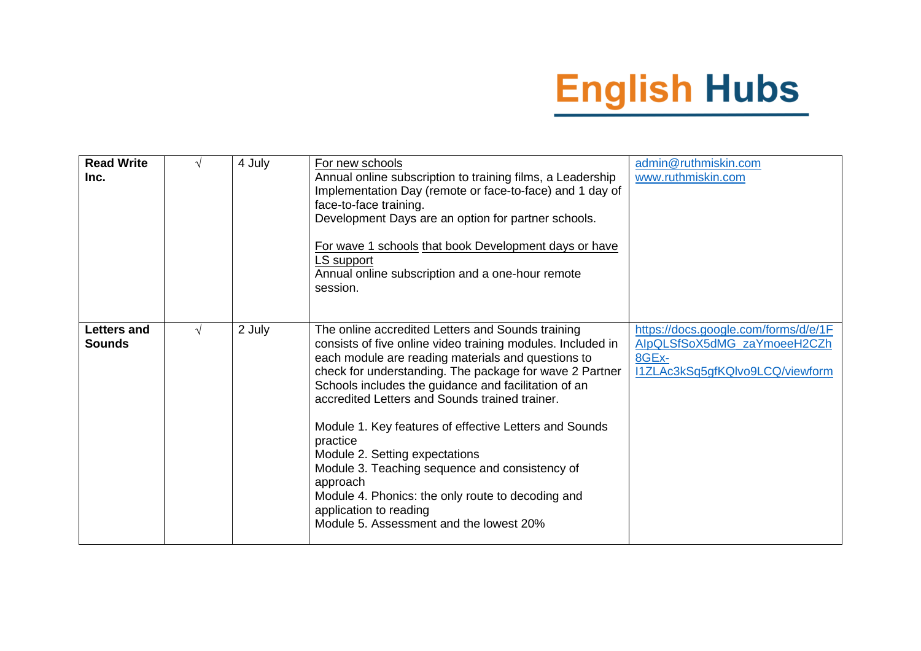| | | | | |
|---|---|---|---|---|
| **Read Write Inc.** | √ | 4 July | For new schools<br>Annual online subscription to training films, a Leadership Implementation Day (remote or face-to-face) and 1 day of face-to-face training.<br>Development Days are an option for partner schools.<br><br>For wave 1 schools that book Development days or have LS support<br>Annual online subscription and a one-hour remote session. | admin@ruthmiskin.com<br>www.ruthmiskin.com |
| **Letters and Sounds** | √ | 2 July | The online accredited Letters and Sounds training consists of five online video training modules. Included in each module are reading materials and questions to check for understanding. The package for wave 2 Partner Schools includes the guidance and facilitation of an accredited Letters and Sounds trained trainer.<br><br>Module 1. Key features of effective Letters and Sounds practice<br>Module 2. Setting expectations<br>Module 3. Teaching sequence and consistency of approach<br>Module 4. Phonics: the only route to decoding and application to reading<br>Module 5. Assessment and the lowest 20% | https://docs.google.com/forms/d/e/1FAIpQLSfSoX5dMG_zaYmoeeH2CZh8GEx-I1ZLAc3kSq5gfKQlvo9LCQ/viewform |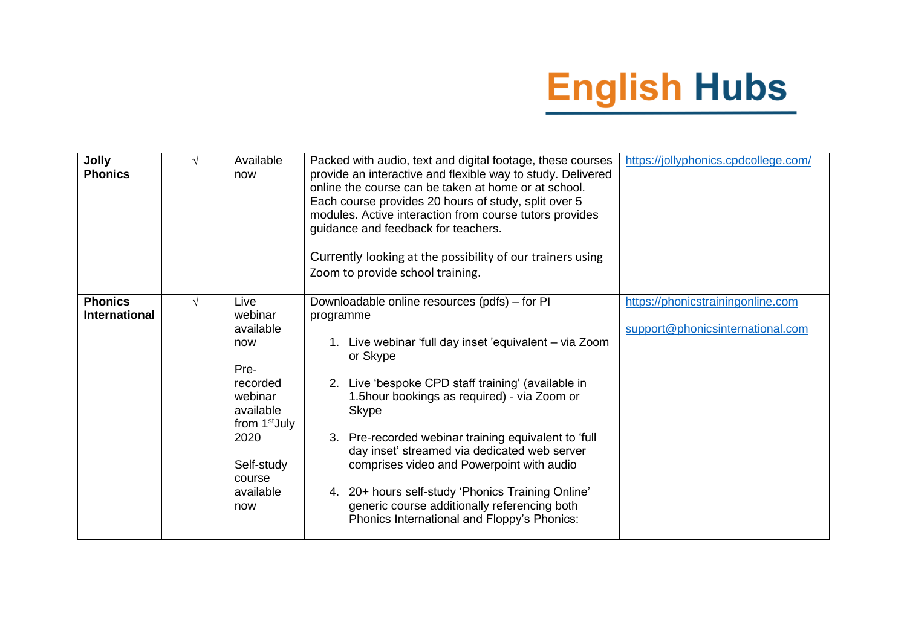# English Hubs

| | | | | |
|---|---|---|---|---|
| **Jolly Phonics** | √ | Available now | Packed with audio, text and digital footage, these courses provide an interactive and flexible way to study. Delivered online the course can be taken at home or at school. Each course provides 20 hours of study, split over 5 modules. Active interaction from course tutors provides guidance and feedback for teachers.<br><br>Currently looking at the possibility of our trainers using Zoom to provide school training. | https://jollyphonics.cpdcollege.com/ |
| **Phonics International** | √ | Live webinar available now<br><br>Pre-recorded webinar available from 1st July 2020<br><br>Self-study course available now | Downloadable online resources (pdfs) – for PI programme<br><br>1. Live webinar 'full day inset 'equivalent – via Zoom or Skype<br><br>2. Live 'bespoke CPD staff training' (available in 1.5hour bookings as required) - via Zoom or Skype<br><br>3. Pre-recorded webinar training equivalent to 'full day inset' streamed via dedicated web server comprises video and Powerpoint with audio<br><br>4. 20+ hours self-study 'Phonics Training Online' generic course additionally referencing both Phonics International and Floppy's Phonics: | https://phonicstrainingonline.com<br><br>support@phonicsinternational.com |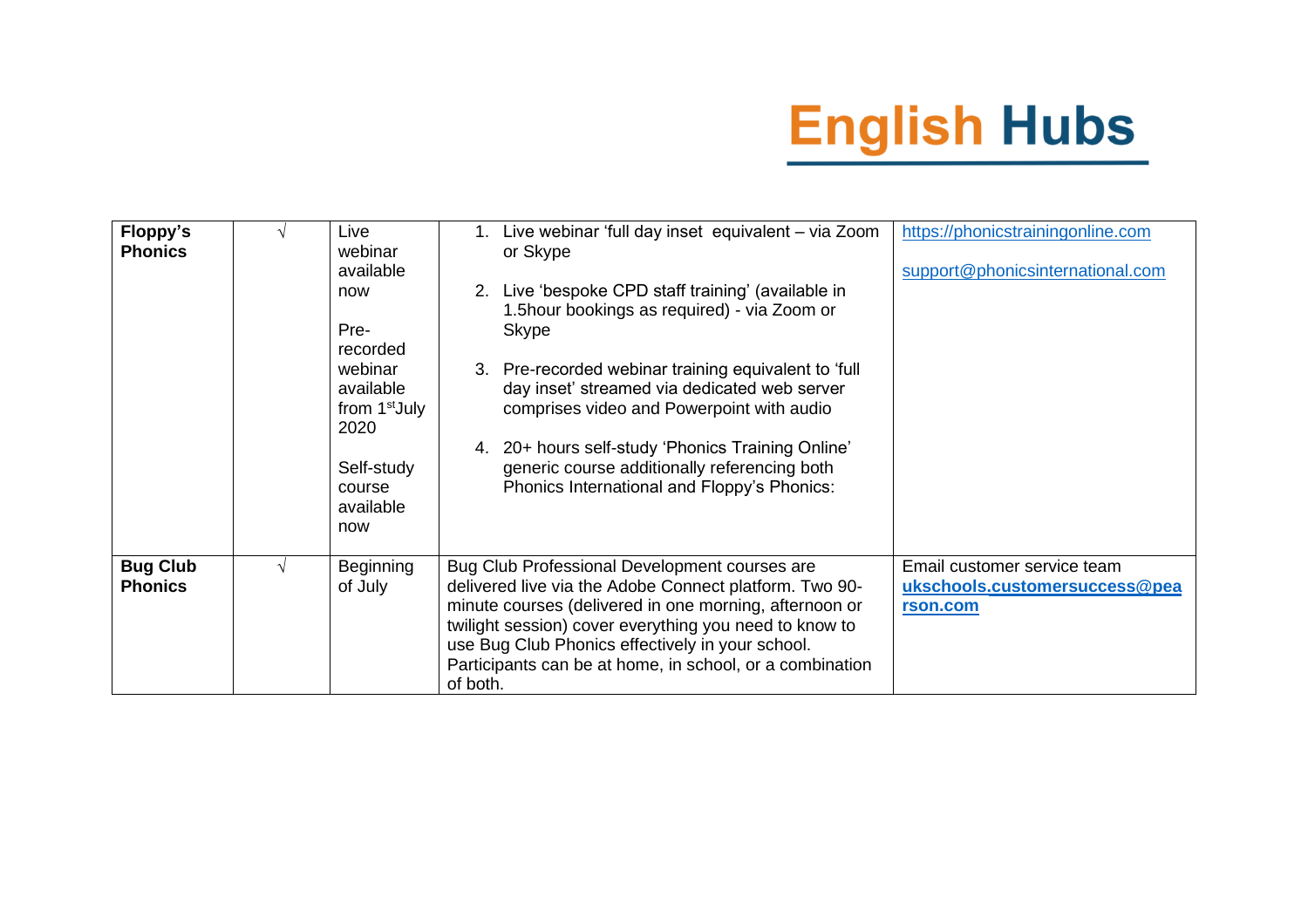| | | | | |
|---|---|---|---|---|
| **Floppy's Phonics** | √ | Live webinar available now<br><br>Pre-recorded webinar available from 1st July 2020<br><br>Self-study course available now | 1. Live webinar 'full day inset equivalent – via Zoom or Skype<br><br>2. Live 'bespoke CPD staff training' (available in 1.5hour bookings as required) - via Zoom or Skype<br><br>3. Pre-recorded webinar training equivalent to 'full day inset' streamed via dedicated web server comprises video and Powerpoint with audio<br><br>4. 20+ hours self-study 'Phonics Training Online' generic course additionally referencing both Phonics International and Floppy's Phonics: | https://phonicstrainingonline.com<br><br>support@phonicsinternational.com |
| **Bug Club Phonics** | √ | Beginning of July | Bug Club Professional Development courses are delivered live via the Adobe Connect platform. Two 90-minute courses (delivered in one morning, afternoon or twilight session) cover everything you need to know to use Bug Club Phonics effectively in your school. Participants can be at home, in school, or a combination of both. | Email customer service team **ukschools.customersuccess@pearson.com** |